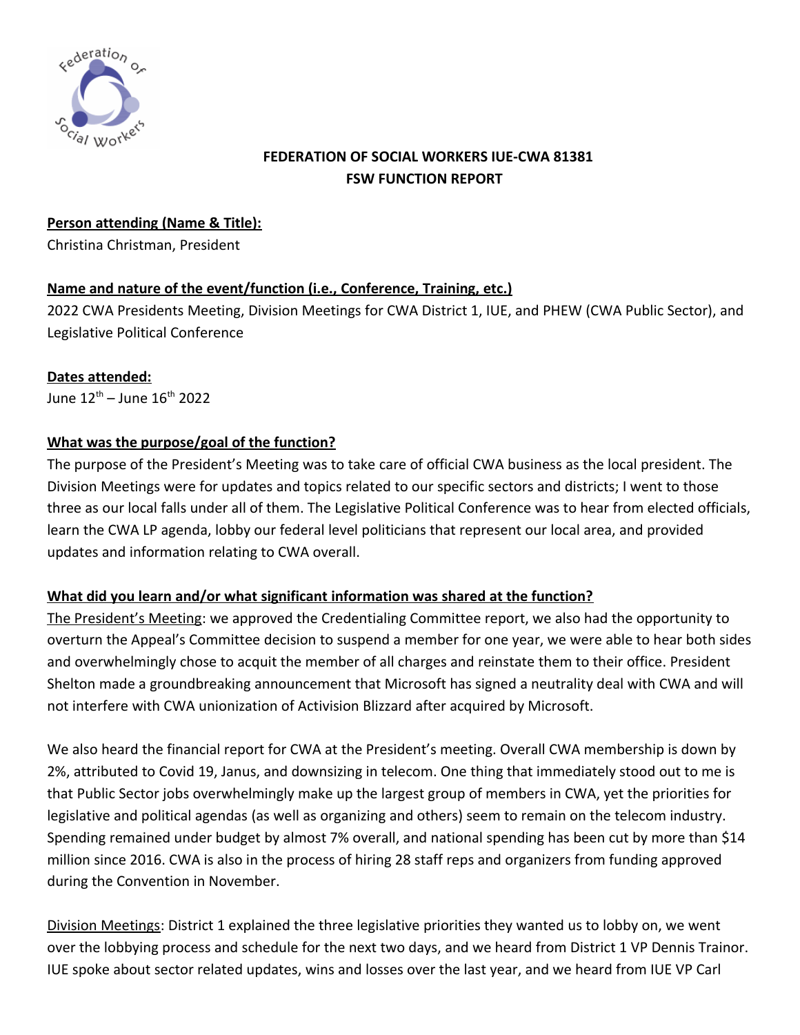**FEDERATION OF SOCIAL WORKERS IUE-CWA 81381**
**FSW FUNCTION REPORT**

**Person attending (Name & Title):**
Christina Christman, President

**Name and nature of the event/function (i.e., Conference, Training, etc.)**
2022 CWA Presidents Meeting, Division Meetings for CWA District 1, IUE, and PHEW (CWA Public Sector), and Legislative Political Conference

**Dates attended:**
June 12th – June 16th 2022

**What was the purpose/goal of the function?**
The purpose of the President's Meeting was to take care of official CWA business as the local president. The Division Meetings were for updates and topics related to our specific sectors and districts; I went to those three as our local falls under all of them. The Legislative Political Conference was to hear from elected officials, learn the CWA LP agenda, lobby our federal level politicians that represent our local area, and provided updates and information relating to CWA overall.

**What did you learn and/or what significant information was shared at the function?**
The President's Meeting: we approved the Credentialing Committee report, we also had the opportunity to overturn the Appeal's Committee decision to suspend a member for one year, we were able to hear both sides and overwhelmingly chose to acquit the member of all charges and reinstate them to their office. President Shelton made a groundbreaking announcement that Microsoft has signed a neutrality deal with CWA and will not interfere with CWA unionization of Activision Blizzard after acquired by Microsoft.

We also heard the financial report for CWA at the President's meeting. Overall CWA membership is down by 2%, attributed to Covid 19, Janus, and downsizing in telecom. One thing that immediately stood out to me is that Public Sector jobs overwhelmingly make up the largest group of members in CWA, yet the priorities for legislative and political agendas (as well as organizing and others) seem to remain on the telecom industry. Spending remained under budget by almost 7% overall, and national spending has been cut by more than $14 million since 2016. CWA is also in the process of hiring 28 staff reps and organizers from funding approved during the Convention in November.

Division Meetings: District 1 explained the three legislative priorities they wanted us to lobby on, we went over the lobbying process and schedule for the next two days, and we heard from District 1 VP Dennis Trainor. IUE spoke about sector related updates, wins and losses over the last year, and we heard from IUE VP Carl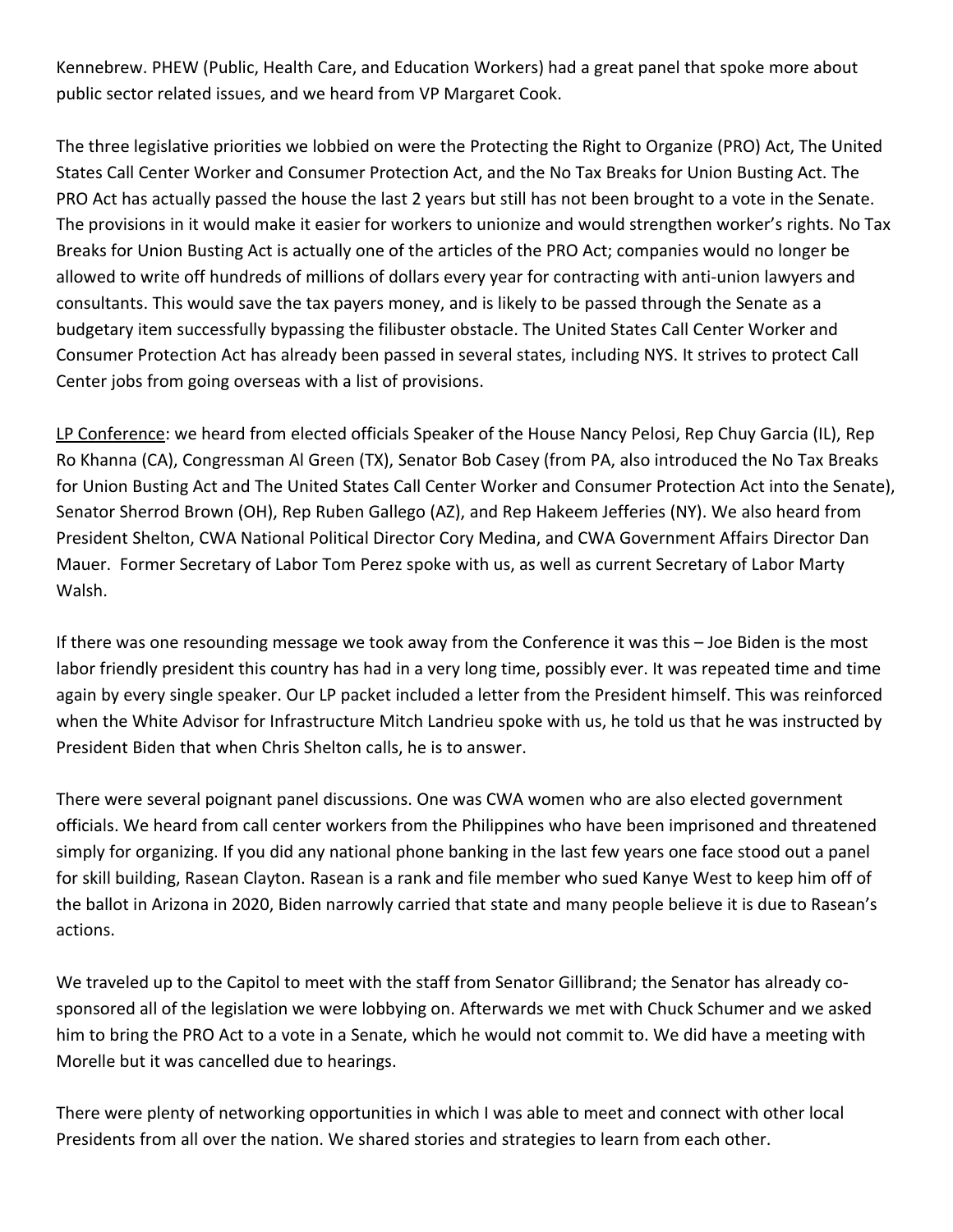Kennebrew. PHEW (Public, Health Care, and Education Workers) had a great panel that spoke more about public sector related issues, and we heard from VP Margaret Cook.

The three legislative priorities we lobbied on were the Protecting the Right to Organize (PRO) Act, The United States Call Center Worker and Consumer Protection Act, and the No Tax Breaks for Union Busting Act. The PRO Act has actually passed the house the last 2 years but still has not been brought to a vote in the Senate. The provisions in it would make it easier for workers to unionize and would strengthen worker's rights. No Tax Breaks for Union Busting Act is actually one of the articles of the PRO Act; companies would no longer be allowed to write off hundreds of millions of dollars every year for contracting with anti-union lawyers and consultants. This would save the tax payers money, and is likely to be passed through the Senate as a budgetary item successfully bypassing the filibuster obstacle. The United States Call Center Worker and Consumer Protection Act has already been passed in several states, including NYS. It strives to protect Call Center jobs from going overseas with a list of provisions.

<u>LP Conference</u>: we heard from elected officials Speaker of the House Nancy Pelosi, Rep Chuy Garcia (IL), Rep Ro Khanna (CA), Congressman Al Green (TX), Senator Bob Casey (from PA, also introduced the No Tax Breaks for Union Busting Act and The United States Call Center Worker and Consumer Protection Act into the Senate), Senator Sherrod Brown (OH), Rep Ruben Gallego (AZ), and Rep Hakeem Jefferies (NY). We also heard from President Shelton, CWA National Political Director Cory Medina, and CWA Government Affairs Director Dan Mauer. Former Secretary of Labor Tom Perez spoke with us, as well as current Secretary of Labor Marty Walsh.

If there was one resounding message we took away from the Conference it was this – Joe Biden is the most labor friendly president this country has had in a very long time, possibly ever. It was repeated time and time again by every single speaker. Our LP packet included a letter from the President himself. This was reinforced when the White Advisor for Infrastructure Mitch Landrieu spoke with us, he told us that he was instructed by President Biden that when Chris Shelton calls, he is to answer.

There were several poignant panel discussions. One was CWA women who are also elected government officials. We heard from call center workers from the Philippines who have been imprisoned and threatened simply for organizing. If you did any national phone banking in the last few years one face stood out a panel for skill building, Rasean Clayton. Rasean is a rank and file member who sued Kanye West to keep him off of the ballot in Arizona in 2020, Biden narrowly carried that state and many people believe it is due to Rasean's actions.

We traveled up to the Capitol to meet with the staff from Senator Gillibrand; the Senator has already co-sponsored all of the legislation we were lobbying on. Afterwards we met with Chuck Schumer and we asked him to bring the PRO Act to a vote in a Senate, which he would not commit to. We did have a meeting with Morelle but it was cancelled due to hearings.

There were plenty of networking opportunities in which I was able to meet and connect with other local Presidents from all over the nation. We shared stories and strategies to learn from each other.